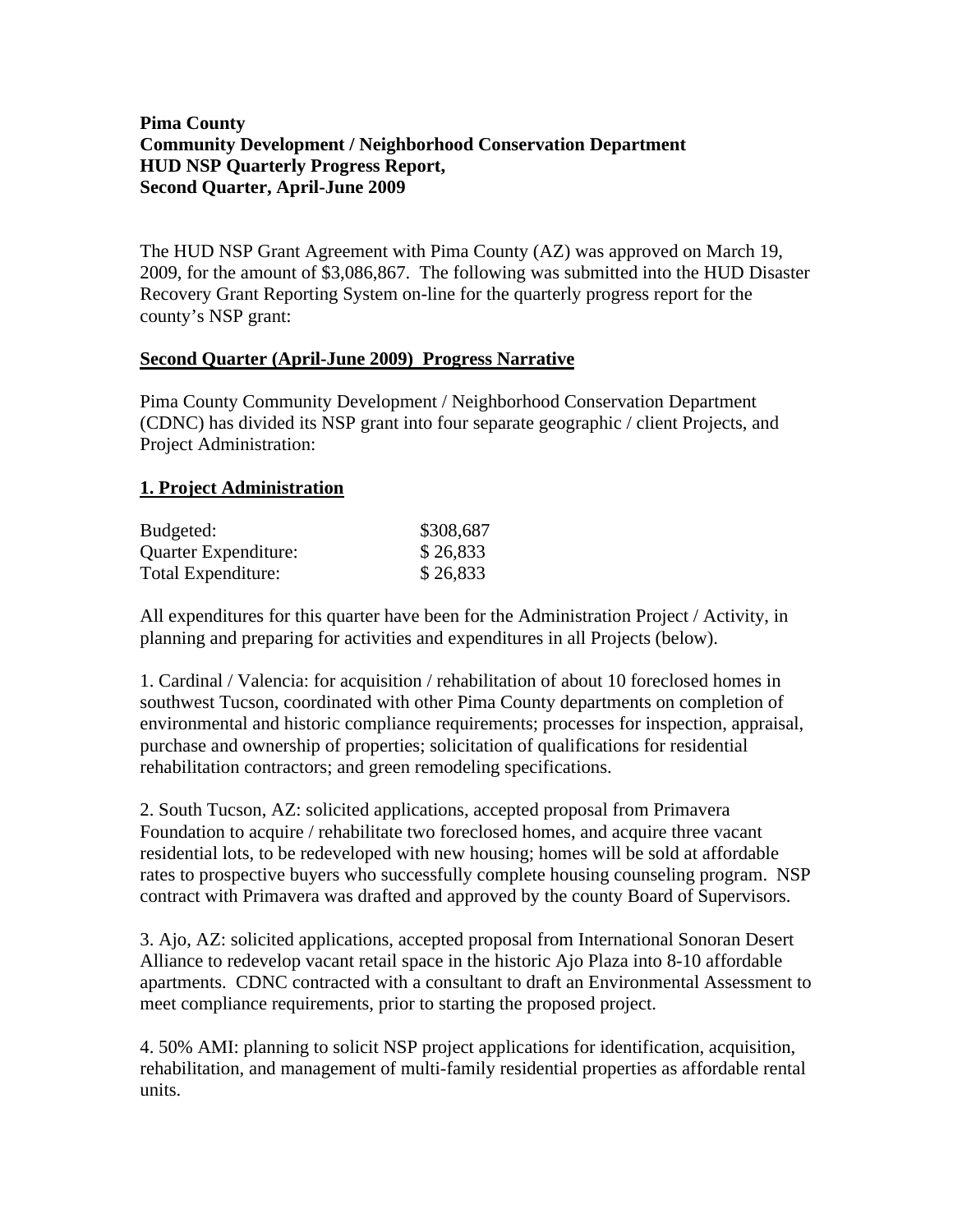**Pima County**
**Community Development / Neighborhood Conservation Department**
**HUD NSP Quarterly Progress Report,**
**Second Quarter, April-June 2009**

The HUD NSP Grant Agreement with Pima County (AZ) was approved on March 19, 2009, for the amount of $3,086,867. The following was submitted into the HUD Disaster Recovery Grant Reporting System on-line for the quarterly progress report for the county's NSP grant:

## Second Quarter (April-June 2009) Progress Narrative

Pima County Community Development / Neighborhood Conservation Department (CDNC) has divided its NSP grant into four separate geographic / client Projects, and Project Administration:

## 1. Project Administration

| | |
|---|---|
| Budgeted: | $308,687 |
| Quarter Expenditure: | $ 26,833 |
| Total Expenditure: | $ 26,833 |

All expenditures for this quarter have been for the Administration Project / Activity, in planning and preparing for activities and expenditures in all Projects (below).

1. Cardinal / Valencia: for acquisition / rehabilitation of about 10 foreclosed homes in southwest Tucson, coordinated with other Pima County departments on completion of environmental and historic compliance requirements; processes for inspection, appraisal, purchase and ownership of properties; solicitation of qualifications for residential rehabilitation contractors; and green remodeling specifications.

2. South Tucson, AZ: solicited applications, accepted proposal from Primavera Foundation to acquire / rehabilitate two foreclosed homes, and acquire three vacant residential lots, to be redeveloped with new housing; homes will be sold at affordable rates to prospective buyers who successfully complete housing counseling program. NSP contract with Primavera was drafted and approved by the county Board of Supervisors.

3. Ajo, AZ: solicited applications, accepted proposal from International Sonoran Desert Alliance to redevelop vacant retail space in the historic Ajo Plaza into 8-10 affordable apartments. CDNC contracted with a consultant to draft an Environmental Assessment to meet compliance requirements, prior to starting the proposed project.

4. 50% AMI: planning to solicit NSP project applications for identification, acquisition, rehabilitation, and management of multi-family residential properties as affordable rental units.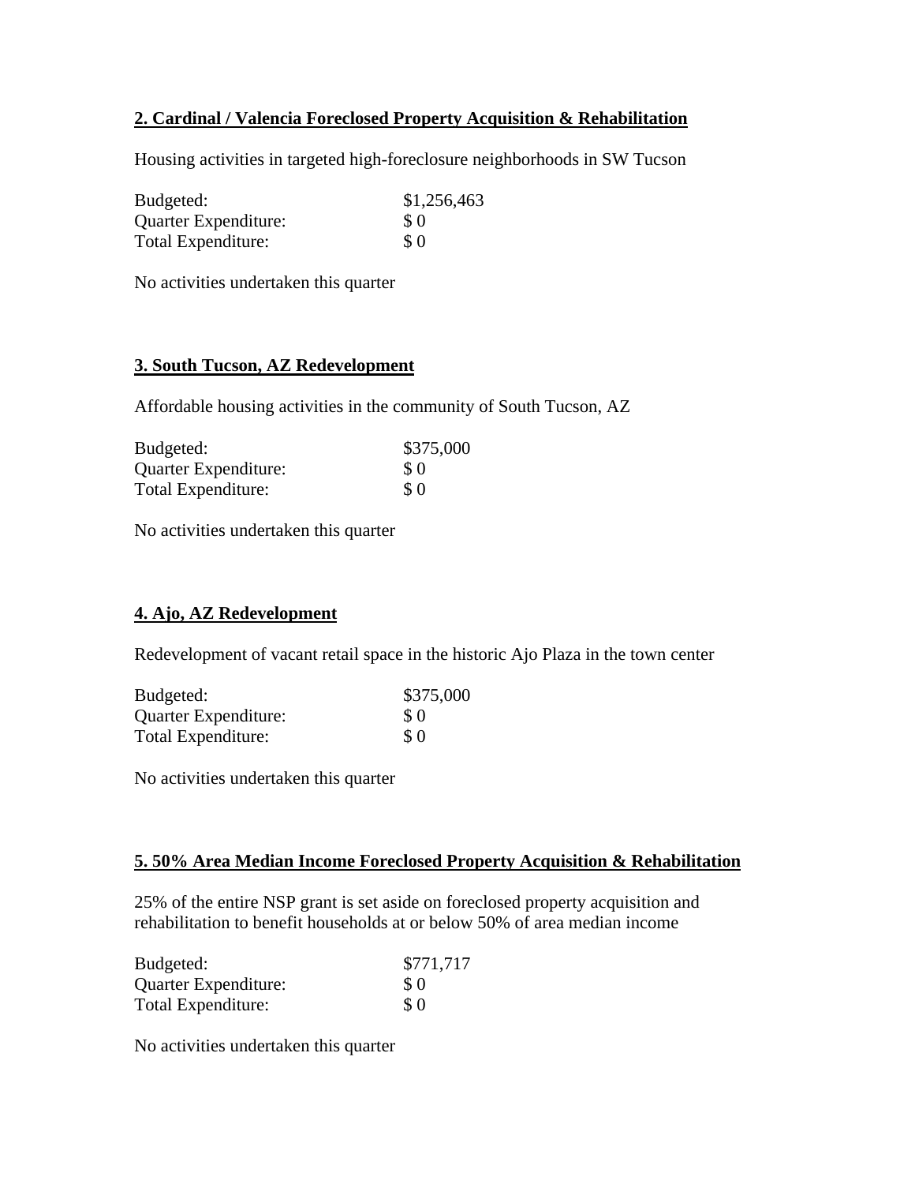**2. Cardinal / Valencia Foreclosed Property Acquisition & Rehabilitation**

Housing activities in targeted high-foreclosure neighborhoods in SW Tucson

| | |
|---|---|
| Budgeted: | $1,256,463 |
| Quarter Expenditure: | $ 0 |
| Total Expenditure: | $ 0 |

No activities undertaken this quarter

**3. South Tucson, AZ Redevelopment**

Affordable housing activities in the community of South Tucson, AZ

| | |
|---|---|
| Budgeted: | $375,000 |
| Quarter Expenditure: | $ 0 |
| Total Expenditure: | $ 0 |

No activities undertaken this quarter

**4. Ajo, AZ Redevelopment**

Redevelopment of vacant retail space in the historic Ajo Plaza in the town center

| | |
|---|---|
| Budgeted: | $375,000 |
| Quarter Expenditure: | $ 0 |
| Total Expenditure: | $ 0 |

No activities undertaken this quarter

**5. 50% Area Median Income Foreclosed Property Acquisition & Rehabilitation**

25% of the entire NSP grant is set aside on foreclosed property acquisition and rehabilitation to benefit households at or below 50% of area median income

| | |
|---|---|
| Budgeted: | $771,717 |
| Quarter Expenditure: | $ 0 |
| Total Expenditure: | $ 0 |

No activities undertaken this quarter